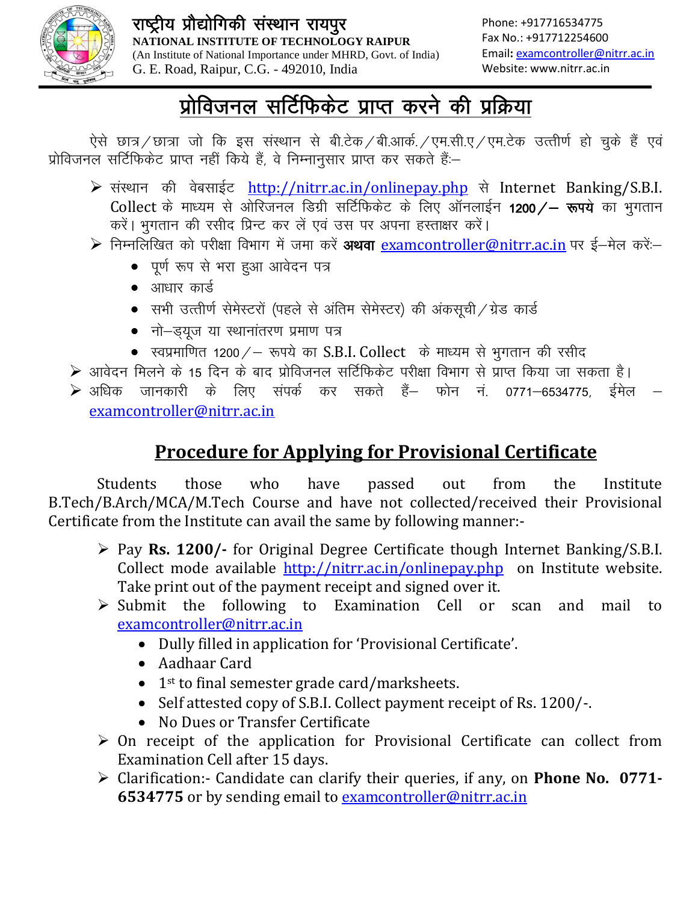राष्ट्रीय प्रौद्योगिकी संस्थान रायपुर
**NATIONAL INSTITUTE OF TECHNOLOGY RAIPUR**
(An Institute of National Importance under MHRD, Govt. of India)
G. E. Road, Raipur, C.G. - 492010, India

Phone: +917716534775
Fax No.: +917712254600
Email: examcontroller@nitrr.ac.in
Website: www.nitrr.ac.in

# प्रोविजनल सर्टिफिकेट प्राप्त करने की प्रक्रिया

ऐसे छात्र/छात्रा जो कि इस संस्थान से बी.टेक/बी.आर्क./एम.सी.ए/एम.टेक उत्तीर्ण हो चुके हैं एवं प्रोविजनल सर्टिफिकेट प्राप्त नहीं किये हैं, वे निम्नानुसार प्राप्त कर सकते हैं:–

- संस्थान की वेबसाईट http://nitrr.ac.in/onlinepay.php से Internet Banking/S.B.I. Collect के माध्यम से ओरिजनल डिग्री सर्टिफिकेट के लिए ऑनलाईन **1200/– रूपये** का भुगतान करें। भुगतान की रसीद प्रिन्ट कर लें एवं उस पर अपना हस्ताक्षर करें।
- निम्नलिखित को परीक्षा विभाग में जमा करें **अथवा** examcontroller@nitrr.ac.in पर ई–मेल करें:–
  - पूर्ण रूप से भरा हुआ आवेदन पत्र
  - आधार कार्ड
  - सभी उत्तीर्ण सेमेस्टरों (पहले से अंतिम सेमेस्टर) की अंकसूची/ग्रेड कार्ड
  - नो–ड्यूज या स्थानांतरण प्रमाण पत्र
  - स्वप्रमाणित 1200/– रूपये का S.B.I. Collect के माध्यम से भुगतान की रसीद
- आवेदन मिलने के 15 दिन के बाद प्रोविजनल सर्टिफिकेट परीक्षा विभाग से प्राप्त किया जा सकता है।
- अधिक जानकारी के लिए संपर्क कर सकते हैं– फोन नं. 0771–6534775, ईमेल – examcontroller@nitrr.ac.in

## Procedure for Applying for Provisional Certificate

Students those who have passed out from the Institute B.Tech/B.Arch/MCA/M.Tech Course and have not collected/received their Provisional Certificate from the Institute can avail the same by following manner:-

- Pay **Rs. 1200/-** for Original Degree Certificate though Internet Banking/S.B.I. Collect mode available http://nitrr.ac.in/onlinepay.php on Institute website. Take print out of the payment receipt and signed over it.
- Submit the following to Examination Cell or scan and mail to examcontroller@nitrr.ac.in
  - Dully filled in application for 'Provisional Certificate'.
  - Aadhaar Card
  - 1st to final semester grade card/marksheets.
  - Self attested copy of S.B.I. Collect payment receipt of Rs. 1200/-.
  - No Dues or Transfer Certificate
- On receipt of the application for Provisional Certificate can collect from Examination Cell after 15 days.
- Clarification:- Candidate can clarify their queries, if any, on **Phone No. 0771-6534775** or by sending email to examcontroller@nitrr.ac.in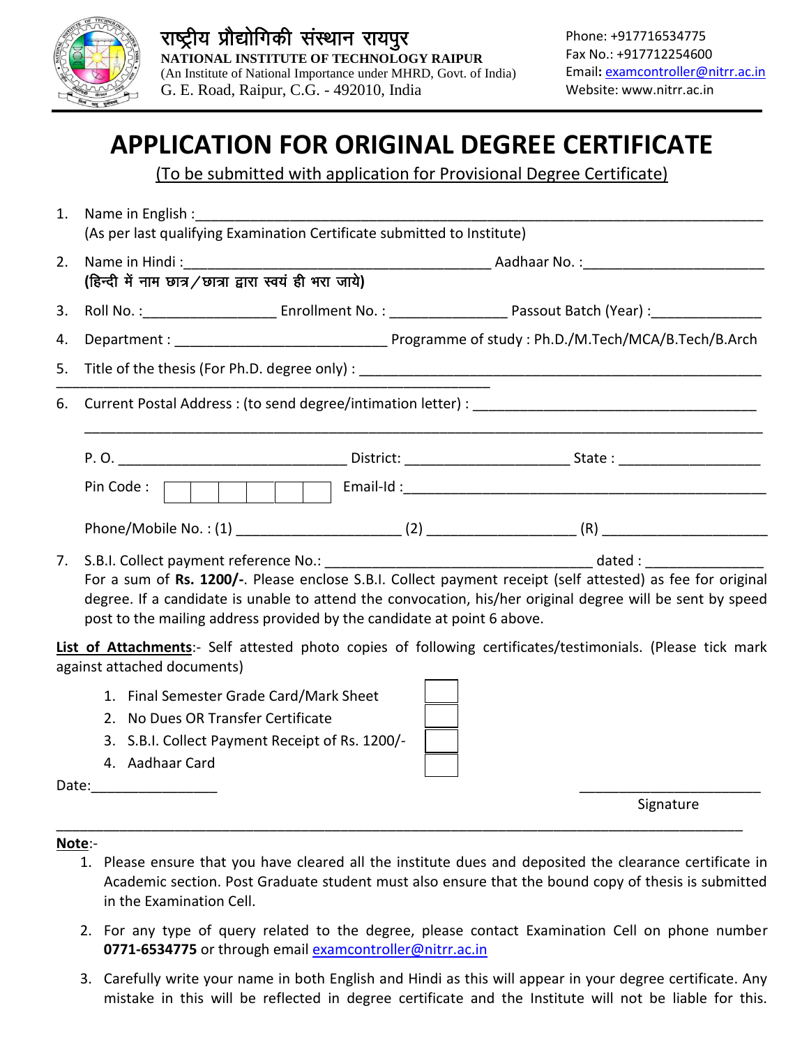राष्ट्रीय प्रौद्योगिकी संस्थान रायपुर
**NATIONAL INSTITUTE OF TECHNOLOGY RAIPUR**
(An Institute of National Importance under MHRD, Govt. of India)
G. E. Road, Raipur, C.G. - 492010, India

Phone: +917716534775
Fax No.: +917712254600
Email: examcontroller@nitrr.ac.in
Website: www.nitrr.ac.in

# APPLICATION FOR ORIGINAL DEGREE CERTIFICATE

(To be submitted with application for Provisional Degree Certificate)

1. Name in English :_______________________________________________
   (As per last qualifying Examination Certificate submitted to Institute)
2. Name in Hindi :______________________________ Aadhaar No. :____________________
   **(हिन्दी में नाम छात्र/छात्रा द्वारा स्वयं ही भरा जाये)**
3. Roll No. :______________ Enrollment No. : ____________ Passout Batch (Year) :___________
4. Department : ______________________ Programme of study : Ph.D./M.Tech/MCA/B.Tech/B.Arch
5. Title of the thesis (For Ph.D. degree only) : _______________________________________
   _______________________________________________
6. Current Postal Address : (to send degree/intimation letter) : ____________________________
   _______________________________________________

   P. O. ______________________ District: ________________ State : ________________

   Pin Code : | | | | | | | Email-Id :_______________________________________

   Phone/Mobile No. : (1) ________________ (2) ________________ (R) ________________
7. S.B.I. Collect payment reference No.: ______________________________ dated : ____________
   For a sum of **Rs. 1200/-**. Please enclose S.B.I. Collect payment receipt (self attested) as fee for original degree. If a candidate is unable to attend the convocation, his/her original degree will be sent by speed post to the mailing address provided by the candidate at point 6 above.

**List of Attachments**:- Self attested photo copies of following certificates/testimonials. (Please tick mark against attached documents)

1. Final Semester Grade Card/Mark Sheet ☐
2. No Dues OR Transfer Certificate ☐
3. S.B.I. Collect Payment Receipt of Rs. 1200/- ☐
4. Aadhaar Card ☐

Date:_______________

_____________________
Signature

---

**Note**:-

1. Please ensure that you have cleared all the institute dues and deposited the clearance certificate in Academic section. Post Graduate student must also ensure that the bound copy of thesis is submitted in the Examination Cell.
2. For any type of query related to the degree, please contact Examination Cell on phone number **0771-6534775** or through email examcontroller@nitrr.ac.in
3. Carefully write your name in both English and Hindi as this will appear in your degree certificate. Any mistake in this will be reflected in degree certificate and the Institute will not be liable for this.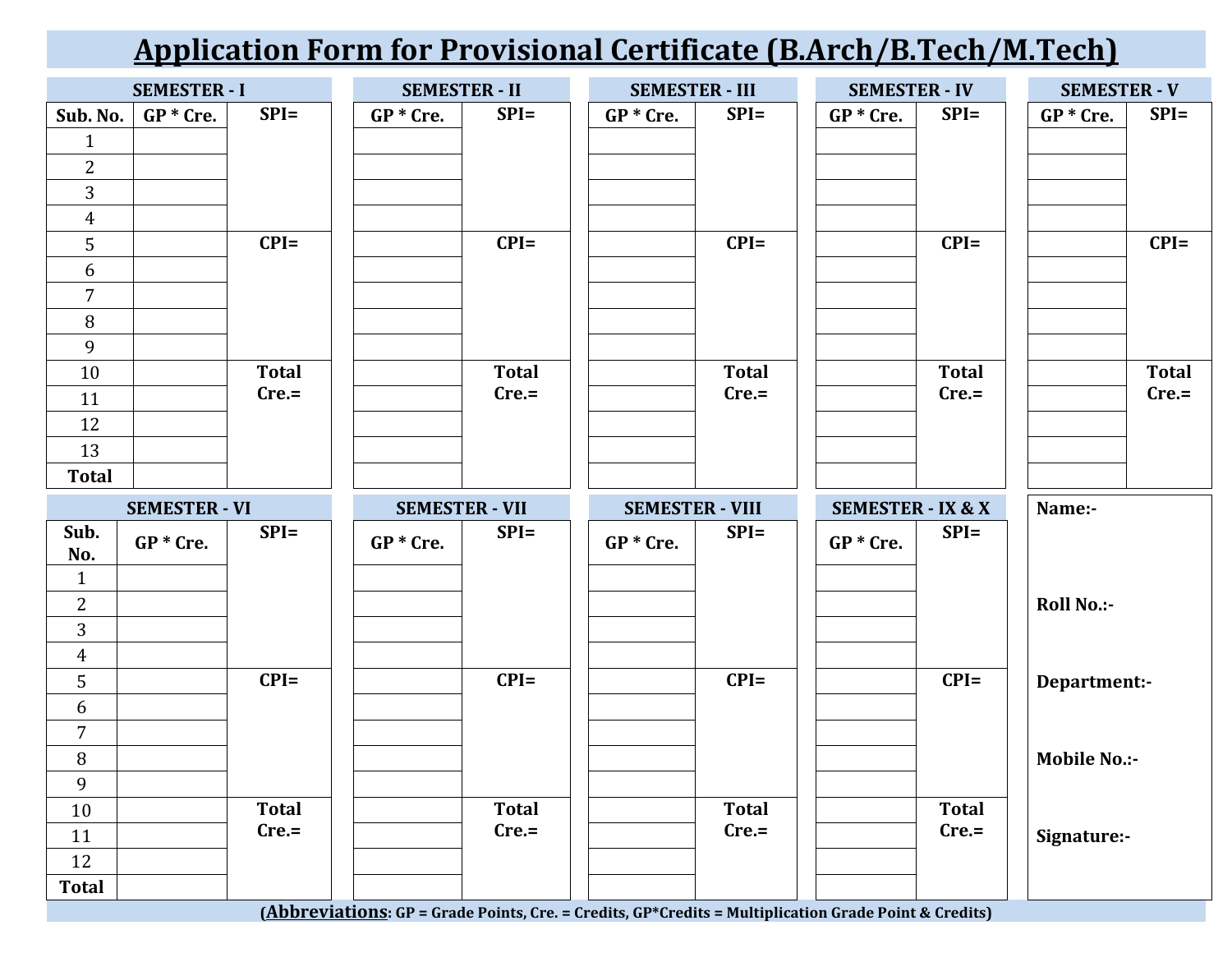# Application Form for Provisional Certificate (B.Arch/B.Tech/M.Tech)

| SEMESTER - I | | | SEMESTER - II | | SEMESTER - III | | SEMESTER - IV | | SEMESTER - V | |
|---|---|---|---|---|---|---|---|---|---|---|
| Sub. No. | GP * Cre. | SPI= | GP * Cre. | SPI= | GP * Cre. | SPI= | GP * Cre. | SPI= | GP * Cre. | SPI= |
| 1 | | | | | | | | | | |
| 2 | | | | | | | | | | |
| 3 | | | | | | | | | | |
| 4 | | | | | | | | | | |
| 5 | | CPI= | | CPI= | | CPI= | | CPI= | | CPI= |
| 6 | | | | | | | | | | |
| 7 | | | | | | | | | | |
| 8 | | | | | | | | | | |
| 9 | | | | | | | | | | |
| 10 | | Total Cre.= | | Total Cre.= | | Total Cre.= | | Total Cre.= | | Total Cre.= |
| 11 | | | | | | | | | | |
| 12 | | | | | | | | | | |
| 13 | | | | | | | | | | |
| Total | | | | | | | | | | |

| SEMESTER - VI | | | SEMESTER - VII | | SEMESTER - VIII | | SEMESTER - IX & X | |
|---|---|---|---|---|---|---|---|---|
| Sub. No. | GP * Cre. | SPI= | GP * Cre. | SPI= | GP * Cre. | SPI= | GP * Cre. | SPI= |
| 1 | | | | | | | | |
| 2 | | | | | | | | |
| 3 | | | | | | | | |
| 4 | | | | | | | | |
| 5 | | CPI= | | CPI= | | CPI= | | CPI= |
| 6 | | | | | | | | |
| 7 | | | | | | | | |
| 8 | | | | | | | | |
| 9 | | | | | | | | |
| 10 | | Total Cre.= | | Total Cre.= | | Total Cre.= | | Total Cre.= |
| 11 | | | | | | | | |
| 12 | | | | | | | | |
| Total | | | | | | | | |

**Name:-**

**Roll No.:-**

**Department:-**

**Mobile No.:-**

**Signature:-**

(**Abbreviations**: GP = Grade Points, Cre. = Credits, GP*Credits = Multiplication Grade Point & Credits)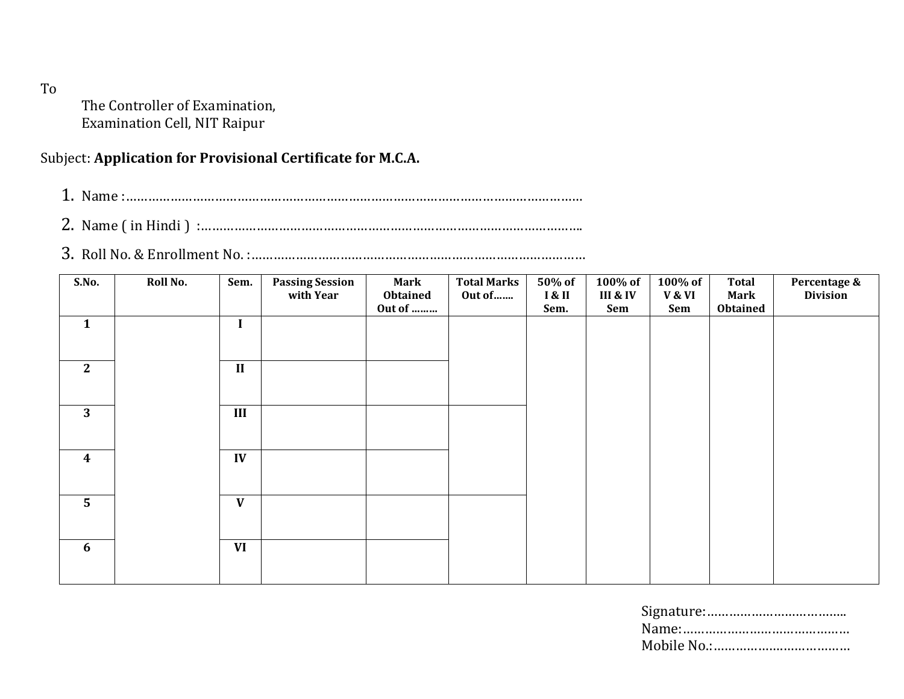To

The Controller of Examination,
Examination Cell, NIT Raipur

Subject: **Application for Provisional Certificate for M.C.A.**

1. Name :…………………………………………………………………………………………………………
2. Name ( in Hindi ) :……………………………………………………………………………………………..
3. Roll No. & Enrollment No. :……………………………………………………………………………………

| S.No. | Roll No. | Sem. | Passing Session with Year | Mark Obtained Out of ……… | Total Marks Out of……. | 50% of I & II Sem. | 100% of III & IV Sem | 100% of V & VI Sem | Total Mark Obtained | Percentage & Division |
|---|---|---|---|---|---|---|---|---|---|---|
| 1 | | I | | | | | | | | |
| 2 | | II | | | | | | | | |
| 3 | | III | | | | | | | | |
| 4 | | IV | | | | | | | | |
| 5 | | V | | | | | | | | |
| 6 | | VI | | | | | | | | |

Signature:………………………………..
Name:………………………………………
Mobile No.:………………………………